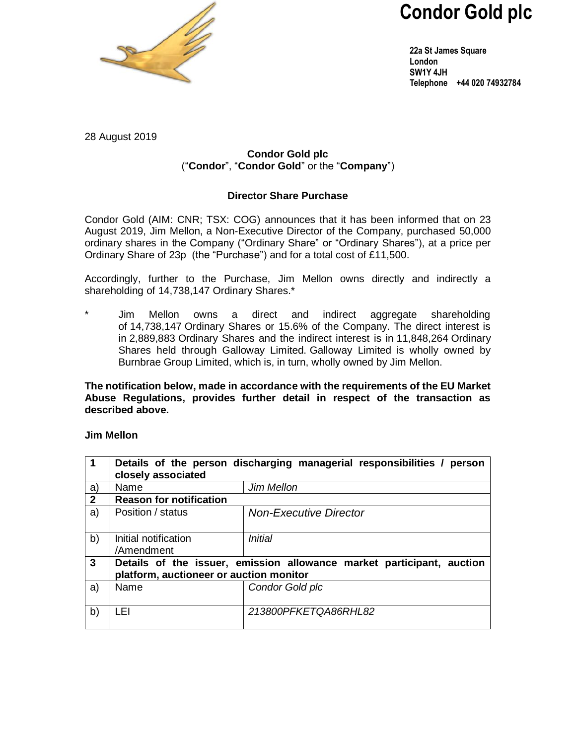# Condor Gold plc

**22a St James Square**
**London**
**SW1Y 4JH**
**Telephone +44 020 74932784**

28 August 2019

**Condor Gold plc**
("**Condor**", "**Condor Gold**" or the "**Company**")

## Director Share Purchase

Condor Gold (AIM: CNR; TSX: COG) announces that it has been informed that on 23 August 2019, Jim Mellon, a Non-Executive Director of the Company, purchased 50,000 ordinary shares in the Company ("Ordinary Share" or "Ordinary Shares"), at a price per Ordinary Share of 23p (the "Purchase") and for a total cost of £11,500.

Accordingly, further to the Purchase, Jim Mellon owns directly and indirectly a shareholding of 14,738,147 Ordinary Shares.*

\* Jim Mellon owns a direct and indirect aggregate shareholding of 14,738,147 Ordinary Shares or 15.6% of the Company. The direct interest is in 2,889,883 Ordinary Shares and the indirect interest is in 11,848,264 Ordinary Shares held through Galloway Limited. Galloway Limited is wholly owned by Burnbrae Group Limited, which is, in turn, wholly owned by Jim Mellon.

**The notification below, made in accordance with the requirements of the EU Market Abuse Regulations, provides further detail in respect of the transaction as described above.**

**Jim Mellon**

| | | |
|---|---|---|
| **1** | **Details of the person discharging managerial responsibilities / person closely associated** | |
| a) | Name | *Jim Mellon* |
| **2** | **Reason for notification** | |
| a) | Position / status | *Non-Executive Director* |
| b) | Initial notification /Amendment | *Initial* |
| **3** | **Details of the issuer, emission allowance market participant, auction platform, auctioneer or auction monitor** | |
| a) | Name | *Condor Gold plc* |
| b) | LEI | *213800PFKETQA86RHL82* |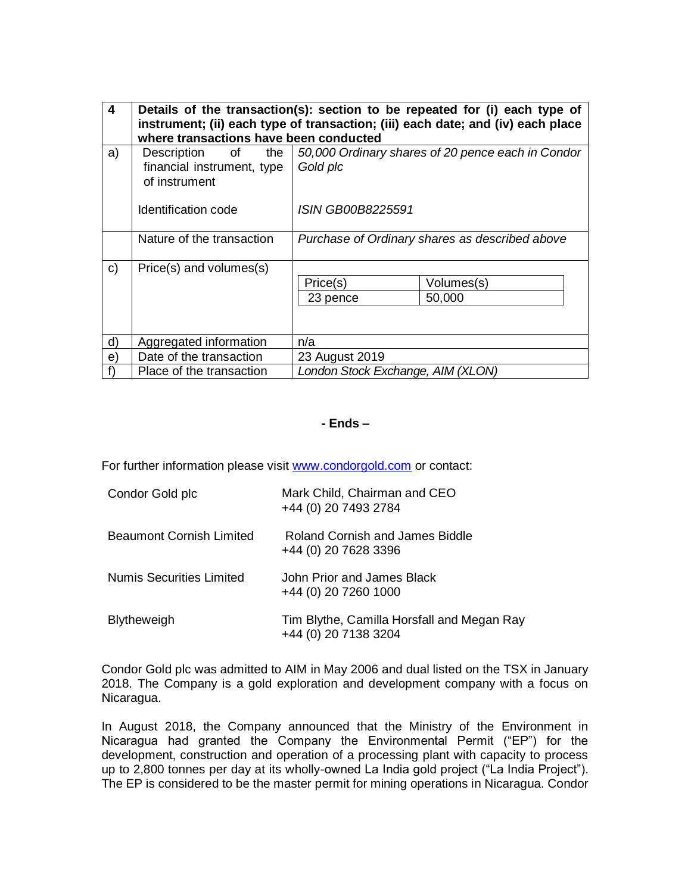| 4 | **Details of the transaction(s): section to be repeated for (i) each type of instrument; (ii) each type of transaction; (iii) each date; and (iv) each place where transactions have been conducted** | |
|---|---|---|
| a) | Description of the financial instrument, type of instrument<br><br>Identification code | *50,000 Ordinary shares of 20 pence each in Condor Gold plc*<br><br>*ISIN GB00B8225591* |
| | Nature of the transaction | *Purchase of Ordinary shares as described above* |
| c) | Price(s) and volumes(s) | Price(s): 23 pence; Volumes(s): 50,000 |
| d) | Aggregated information | n/a |
| e) | Date of the transaction | 23 August 2019 |
| f) | Place of the transaction | *London Stock Exchange, AIM (XLON)* |

**- Ends –**

For further information please visit www.condorgold.com or contact:

| | |
|---|---|
| Condor Gold plc | Mark Child, Chairman and CEO<br>+44 (0) 20 7493 2784 |
| Beaumont Cornish Limited | Roland Cornish and James Biddle<br>+44 (0) 20 7628 3396 |
| Numis Securities Limited | John Prior and James Black<br>+44 (0) 20 7260 1000 |
| Blytheweigh | Tim Blythe, Camilla Horsfall and Megan Ray<br>+44 (0) 20 7138 3204 |

Condor Gold plc was admitted to AIM in May 2006 and dual listed on the TSX in January 2018. The Company is a gold exploration and development company with a focus on Nicaragua.

In August 2018, the Company announced that the Ministry of the Environment in Nicaragua had granted the Company the Environmental Permit ("EP") for the development, construction and operation of a processing plant with capacity to process up to 2,800 tonnes per day at its wholly-owned La India gold project ("La India Project"). The EP is considered to be the master permit for mining operations in Nicaragua. Condor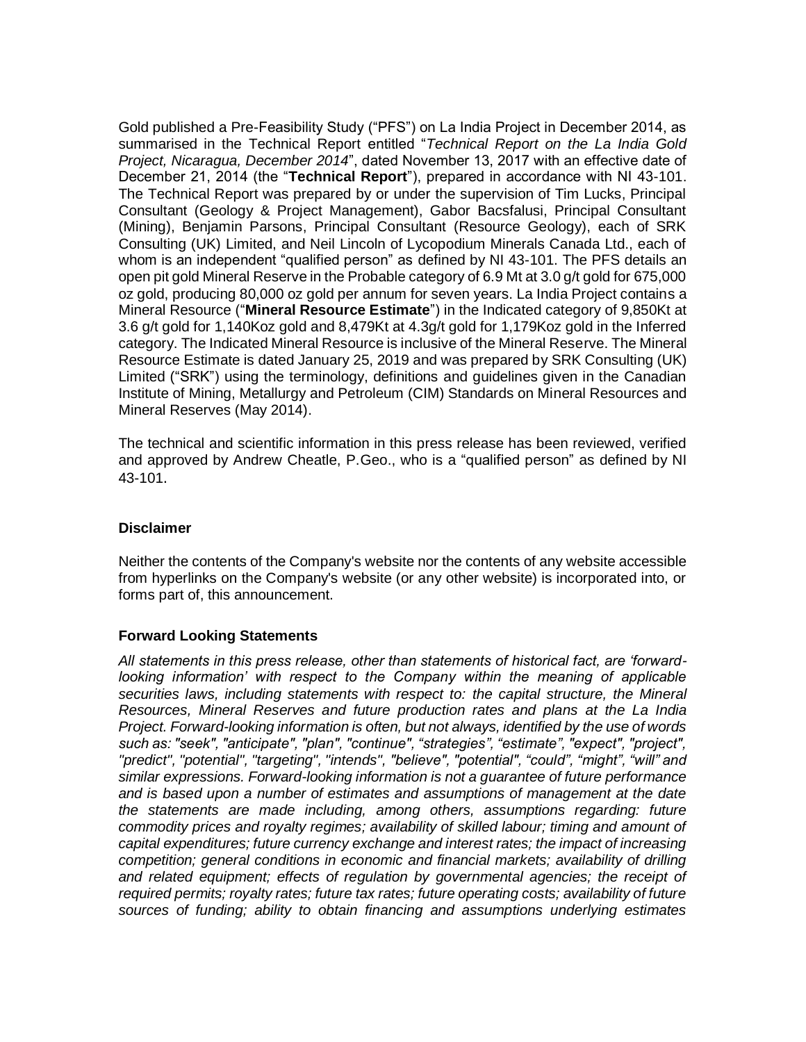Gold published a Pre-Feasibility Study ("PFS") on La India Project in December 2014, as summarised in the Technical Report entitled "*Technical Report on the La India Gold Project, Nicaragua, December 2014*", dated November 13, 2017 with an effective date of December 21, 2014 (the "**Technical Report**"), prepared in accordance with NI 43-101. The Technical Report was prepared by or under the supervision of Tim Lucks, Principal Consultant (Geology & Project Management), Gabor Bacsfalusi, Principal Consultant (Mining), Benjamin Parsons, Principal Consultant (Resource Geology), each of SRK Consulting (UK) Limited, and Neil Lincoln of Lycopodium Minerals Canada Ltd., each of whom is an independent "qualified person" as defined by NI 43-101. The PFS details an open pit gold Mineral Reserve in the Probable category of 6.9 Mt at 3.0 g/t gold for 675,000 oz gold, producing 80,000 oz gold per annum for seven years. La India Project contains a Mineral Resource ("**Mineral Resource Estimate**") in the Indicated category of 9,850Kt at 3.6 g/t gold for 1,140Koz gold and 8,479Kt at 4.3g/t gold for 1,179Koz gold in the Inferred category. The Indicated Mineral Resource is inclusive of the Mineral Reserve. The Mineral Resource Estimate is dated January 25, 2019 and was prepared by SRK Consulting (UK) Limited ("SRK") using the terminology, definitions and guidelines given in the Canadian Institute of Mining, Metallurgy and Petroleum (CIM) Standards on Mineral Resources and Mineral Reserves (May 2014).

The technical and scientific information in this press release has been reviewed, verified and approved by Andrew Cheatle, P.Geo., who is a "qualified person" as defined by NI 43-101.

### Disclaimer

Neither the contents of the Company's website nor the contents of any website accessible from hyperlinks on the Company's website (or any other website) is incorporated into, or forms part of, this announcement.

### Forward Looking Statements

*All statements in this press release, other than statements of historical fact, are 'forward-looking information' with respect to the Company within the meaning of applicable securities laws, including statements with respect to: the capital structure, the Mineral Resources, Mineral Reserves and future production rates and plans at the La India Project. Forward-looking information is often, but not always, identified by the use of words such as: "seek", "anticipate", "plan", "continue", "strategies", "estimate", "expect", "project", "predict", "potential", "targeting", "intends", "believe", "potential", "could", "might", "will" and similar expressions. Forward-looking information is not a guarantee of future performance and is based upon a number of estimates and assumptions of management at the date the statements are made including, among others, assumptions regarding: future commodity prices and royalty regimes; availability of skilled labour; timing and amount of capital expenditures; future currency exchange and interest rates; the impact of increasing competition; general conditions in economic and financial markets; availability of drilling and related equipment; effects of regulation by governmental agencies; the receipt of required permits; royalty rates; future tax rates; future operating costs; availability of future sources of funding; ability to obtain financing and assumptions underlying estimates*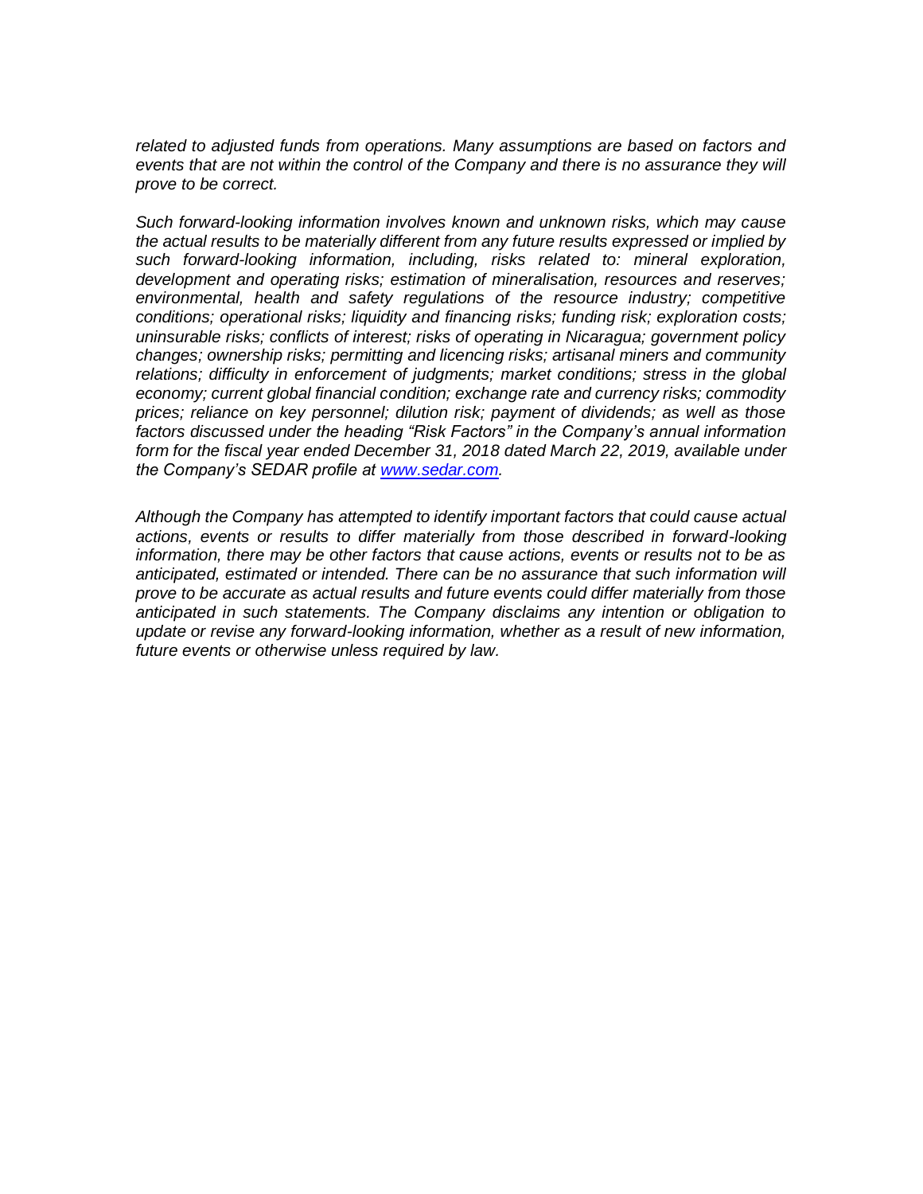*related to adjusted funds from operations. Many assumptions are based on factors and events that are not within the control of the Company and there is no assurance they will prove to be correct.*

*Such forward-looking information involves known and unknown risks, which may cause the actual results to be materially different from any future results expressed or implied by such forward-looking information, including, risks related to: mineral exploration, development and operating risks; estimation of mineralisation, resources and reserves; environmental, health and safety regulations of the resource industry; competitive conditions; operational risks; liquidity and financing risks; funding risk; exploration costs; uninsurable risks; conflicts of interest; risks of operating in Nicaragua; government policy changes; ownership risks; permitting and licencing risks; artisanal miners and community relations; difficulty in enforcement of judgments; market conditions; stress in the global economy; current global financial condition; exchange rate and currency risks; commodity prices; reliance on key personnel; dilution risk; payment of dividends; as well as those factors discussed under the heading "Risk Factors" in the Company's annual information form for the fiscal year ended December 31, 2018 dated March 22, 2019, available under the Company's SEDAR profile at [www.sedar.com](http://www.sedar.com).*

*Although the Company has attempted to identify important factors that could cause actual actions, events or results to differ materially from those described in forward-looking information, there may be other factors that cause actions, events or results not to be as anticipated, estimated or intended. There can be no assurance that such information will prove to be accurate as actual results and future events could differ materially from those anticipated in such statements. The Company disclaims any intention or obligation to update or revise any forward-looking information, whether as a result of new information, future events or otherwise unless required by law.*